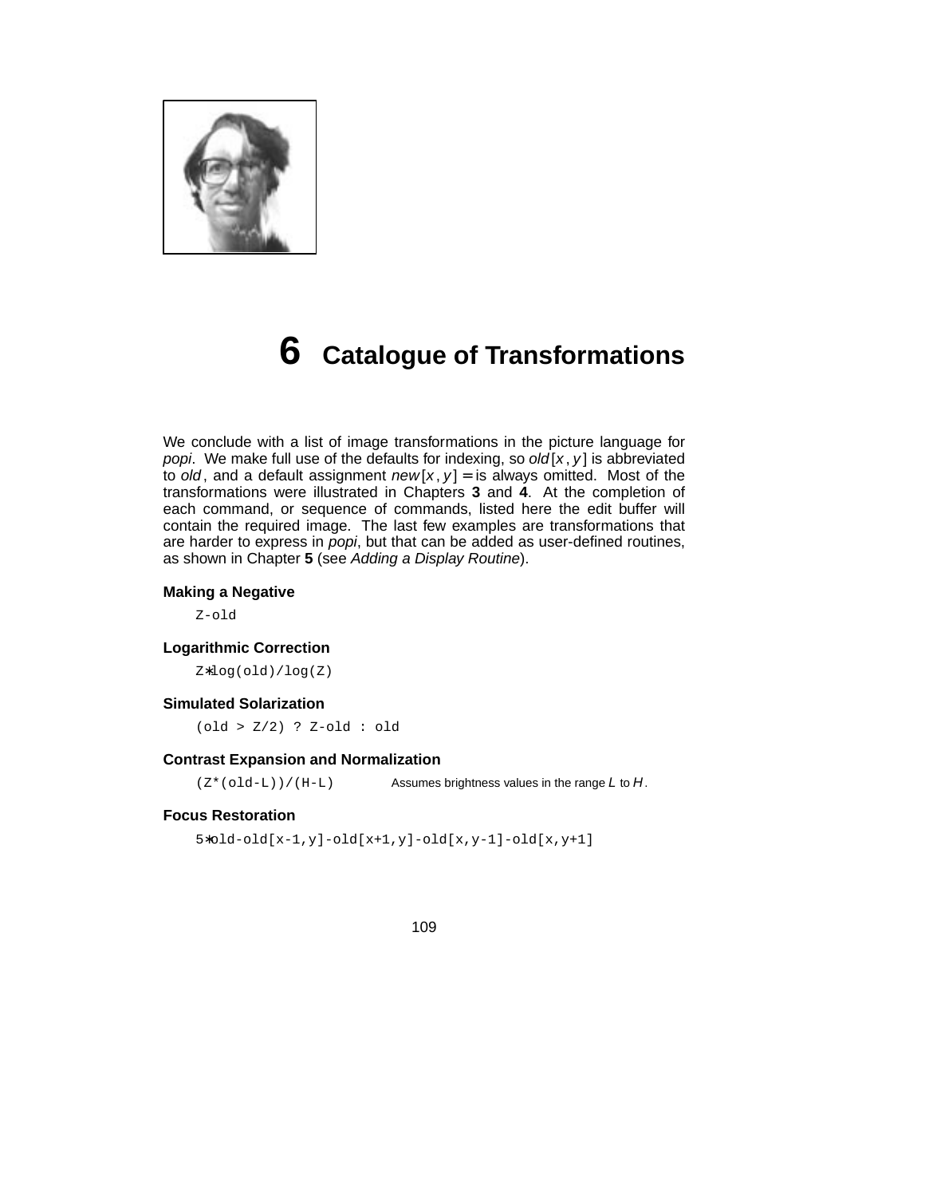# 6 Catalogue of Transformations

We conclude with a list of image transformations in the picture language for *popi*. We make full use of the defaults for indexing, so *old*[$x$, $y$] is abbreviated to *old*, and a default assignment *new*[$x$, $y$] = is always omitted. Most of the transformations were illustrated in Chapters **3** and **4**. At the completion of each command, or sequence of commands, listed here the edit buffer will contain the required image. The last few examples are transformations that are harder to express in *popi*, but that can be added as user-defined routines, as shown in Chapter **5** (see *Adding a Display Routine*).

### Making a Negative

```
Z-old
```

### Logarithmic Correction

```
Z*log(old)/log(Z)
```

### Simulated Solarization

```
(old > Z/2) ? Z-old : old
```

### Contrast Expansion and Normalization

```
(Z*(old-L))/(H-L)
```

Assumes brightness values in the range $L$ to $H$.

### Focus Restoration

```
5*old-old[x-1,y]-old[x+1,y]-old[x,y-1]-old[x,y+1]
```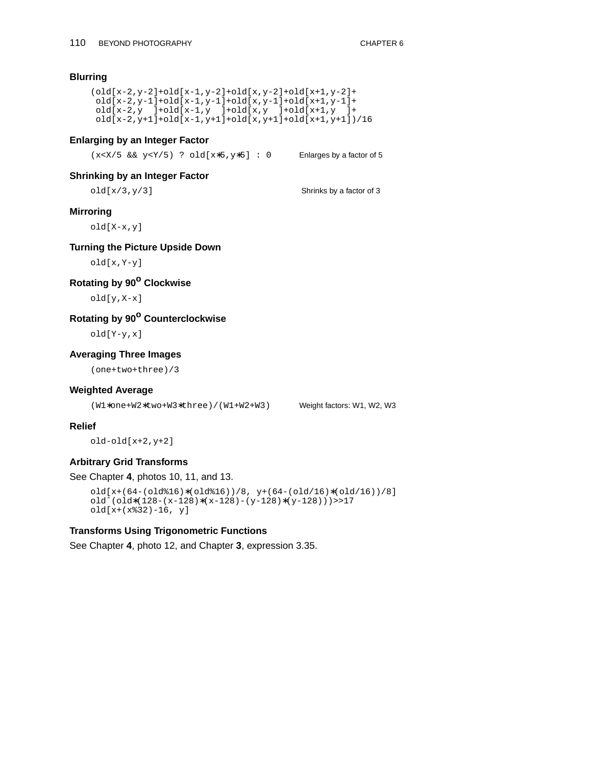### Blurring

```
(old[x-2,y-2]+old[x-1,y-2]+old[x,y-2]+old[x+1,y-2]+
 old[x-2,y-1]+old[x-1,y-1]+old[x,y-1]+old[x+1,y-1]+
 old[x-2,y  ]+old[x-1,y  ]+old[x,y  ]+old[x+1,y  ]+
 old[x-2,y+1]+old[x-1,y+1]+old[x,y+1]+old[x+1,y+1])/16
```

### Enlarging by an Integer Factor

```
(x<X/5 && y<Y/5) ? old[x*5,y*5] : 0
```

Enlarges by a factor of 5

### Shrinking by an Integer Factor

```
old[x/3,y/3]
```

Shrinks by a factor of 3

### Mirroring

```
old[X-x,y]
```

### Turning the Picture Upside Down

```
old[x,Y-y]
```

### Rotating by 90° Clockwise

```
old[y,X-x]
```

### Rotating by 90° Counterclockwise

```
old[Y-y,x]
```

### Averaging Three Images

```
(one+two+three)/3
```

### Weighted Average

```
(W1*one+W2*two+W3*three)/(W1+W2+W3)
```

Weight factors: W1, W2, W3

### Relief

```
old-old[x+2,y+2]
```

### Arbitrary Grid Transforms

See Chapter **4**, photos 10, 11, and 13.

```
old[x+(64-(old%16)*(old%16))/8, y+(64-(old/16)*(old/16))/8]
old^(old*(128-(x-128)*(x-128)-(y-128)*(y-128)))>>17
old[x+(x%32)-16, y]
```

### Transforms Using Trigonometric Functions

See Chapter **4**, photo 12, and Chapter **3**, expression 3.35.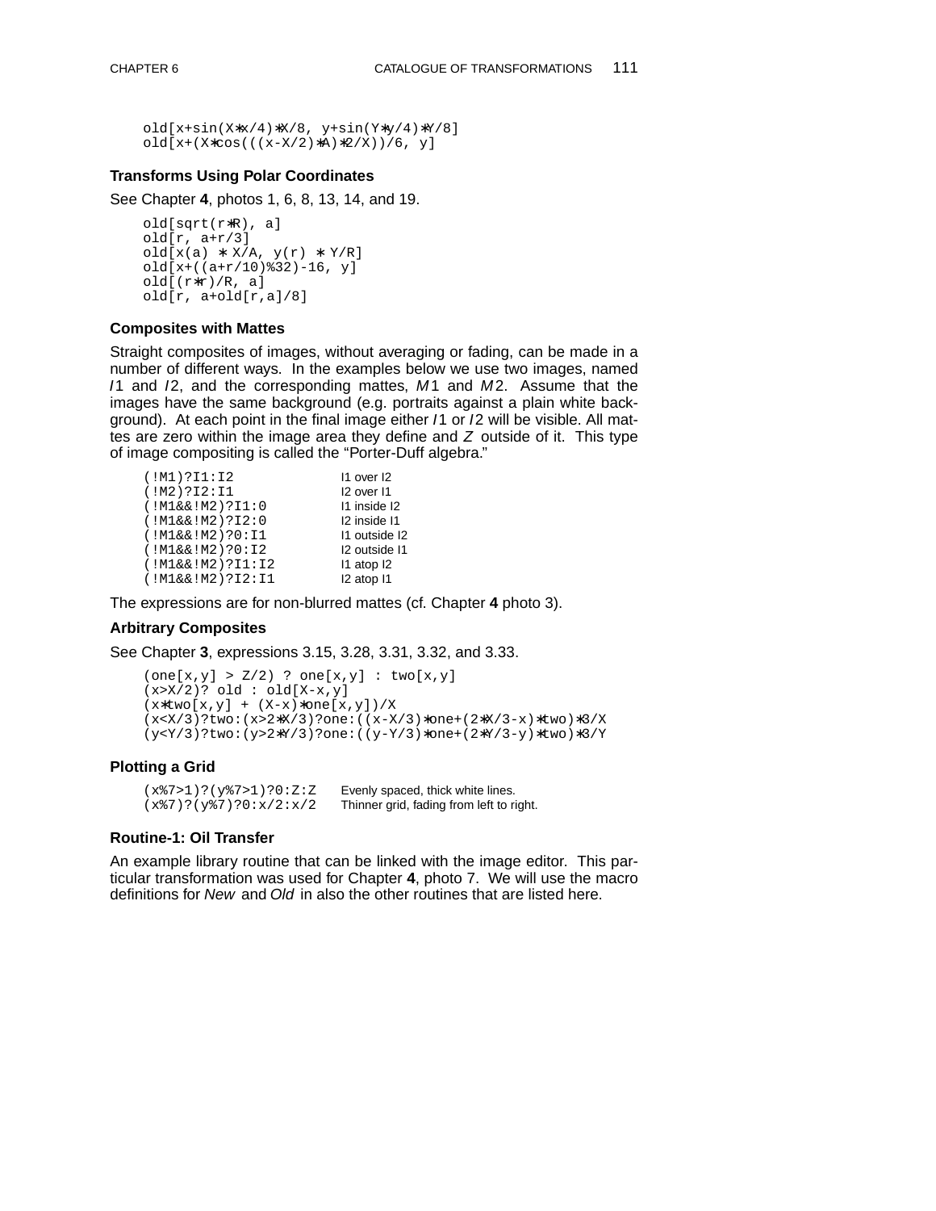```
old[x+sin(X*x/4)*X/8, y+sin(Y*y/4)*Y/8]
old[x+(X*cos(((x-X/2)*A)*2/X))/6, y]
```

### Transforms Using Polar Coordinates

See Chapter **4**, photos 1, 6, 8, 13, 14, and 19.

```
old[sqrt(r*R), a]
old[r, a+r/3]
old[x(a) * X/A, y(r) * Y/R]
old[x+((a+r/10)%32)-16, y]
old[(r*r)/R, a]
old[r, a+old[r,a]/8]
```

### Composites with Mattes

Straight composites of images, without averaging or fading, can be made in a number of different ways. In the examples below we use two images, named *I*1 and *I*2, and the corresponding mattes, *M*1 and *M*2. Assume that the images have the same background (e.g. portraits against a plain white background). At each point in the final image either *I*1 or *I*2 will be visible. All mattes are zero within the image area they define and *Z* outside of it. This type of image compositing is called the “Porter-Duff algebra.”

| | |
|---|---|
| `(!M1)?I1:I2` | I1 over I2 |
| `(!M2)?I2:I1` | I2 over I1 |
| `(!M1&&!M2)?I1:0` | I1 inside I2 |
| `(!M1&&!M2)?I2:0` | I2 inside I1 |
| `(!M1&&!M2)?0:I1` | I1 outside I2 |
| `(!M1&&!M2)?0:I2` | I2 outside I1 |
| `(!M1&&!M2)?I1:I2` | I1 atop I2 |
| `(!M1&&!M2)?I2:I1` | I2 atop I1 |

The expressions are for non-blurred mattes (cf. Chapter **4** photo 3).

### Arbitrary Composites

See Chapter **3**, expressions 3.15, 3.28, 3.31, 3.32, and 3.33.

```
(one[x,y] > Z/2) ? one[x,y] : two[x,y]
(x>X/2)? old : old[X-x,y]
(x*two[x,y] + (X-x)*one[x,y])/X
(x<X/3)?two:(x>2*X/3)?one:((x-X/3)*one+(2*X/3-x)*two)*3/X
(y<Y/3)?two:(y>2*Y/3)?one:((y-Y/3)*one+(2*Y/3-y)*two)*3/Y
```

### Plotting a Grid

| | |
|---|---|
| `(x%7>1)?(y%7>1)?0:Z:Z` | Evenly spaced, thick white lines. |
| `(x%7)?(y%7)?0:x/2:x/2` | Thinner grid, fading from left to right. |

### Routine-1: Oil Transfer

An example library routine that can be linked with the image editor. This particular transformation was used for Chapter **4**, photo 7. We will use the macro definitions for *New* and *Old* in also the other routines that are listed here.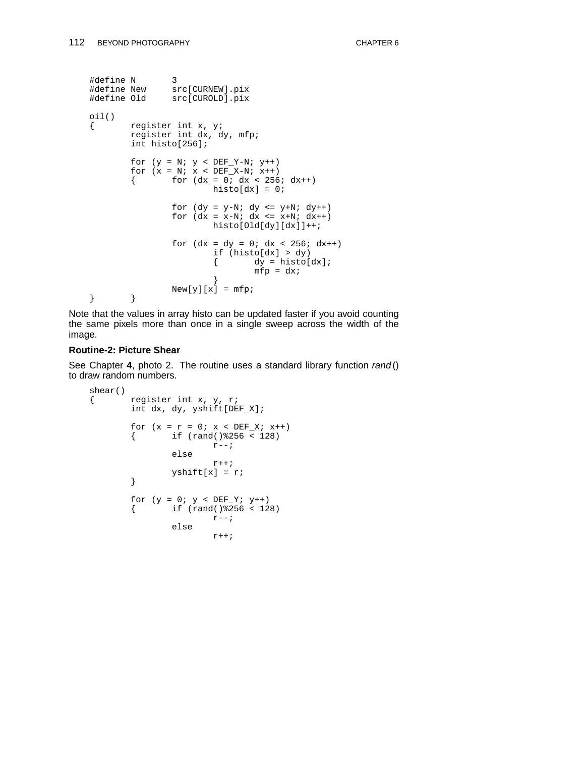```
#define N       3
#define New     src[CURNEW].pix
#define Old     src[CUROLD].pix

oil()
{       register int x, y;
        register int dx, dy, mfp;
        int histo[256];

        for (y = N; y < DEF_Y-N; y++)
        for (x = N; x < DEF_X-N; x++)
        {       for (dx = 0; dx < 256; dx++)
                        histo[dx] = 0;

                for (dy = y-N; dy <= y+N; dy++)
                for (dx = x-N; dx <= x+N; dx++)
                        histo[Old[dy][dx]]++;

                for (dx = dy = 0; dx < 256; dx++)
                        if (histo[dx] > dy)
                        {       dy = histo[dx];
                                mfp = dx;
                        }
                New[y][x] = mfp;
}       }
```

Note that the values in array histo can be updated faster if you avoid counting the same pixels more than once in a single sweep across the width of the image.

**Routine-2: Picture Shear**

See Chapter **4**, photo 2. The routine uses a standard library function *rand*() to draw random numbers.

```
shear()
{       register int x, y, r;
        int dx, dy, yshift[DEF_X];

        for (x = r = 0; x < DEF_X; x++)
        {       if (rand()%256 < 128)
                        r--;
                else
                        r++;
                yshift[x] = r;
        }

        for (y = 0; y < DEF_Y; y++)
        {       if (rand()%256 < 128)
                        r--;
                else
                        r++;
```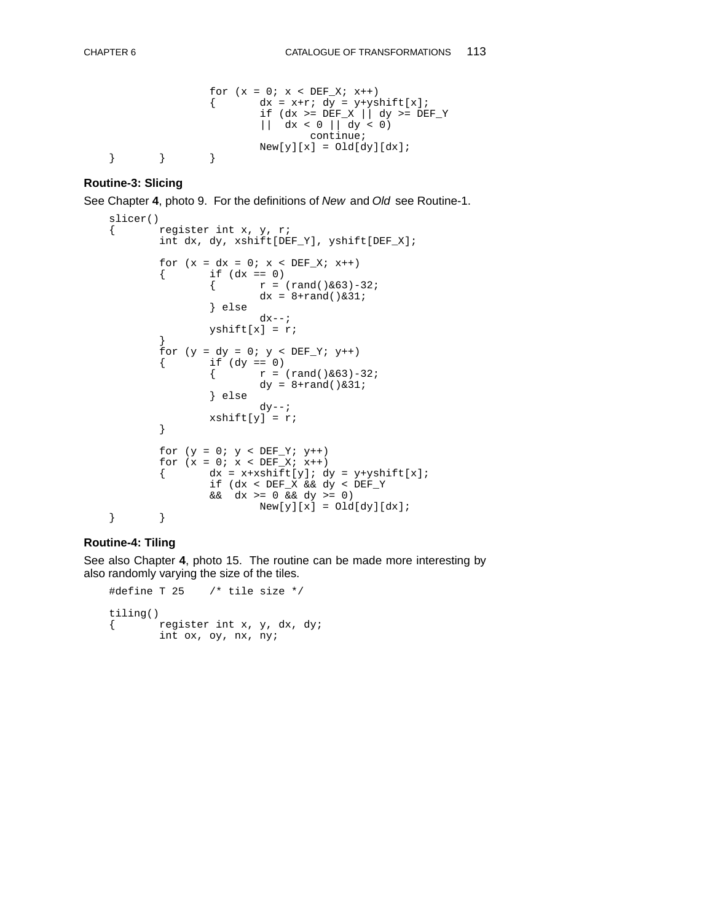```
			for (x = 0; x < DEF_X; x++)
			{	dx = x+r; dy = y+yshift[x];
				if (dx >= DEF_X || dy >= DEF_Y
				||  dx < 0 || dy < 0)
					continue;
				New[y][x] = Old[dy][dx];
}	}	}
```

### Routine-3: Slicing

See Chapter **4**, photo 9. For the definitions of *New* and *Old* see Routine-1.

```
slicer()
{	register int x, y, r;
	int dx, dy, xshift[DEF_Y], yshift[DEF_X];

	for (x = dx = 0; x < DEF_X; x++)
	{	if (dx == 0)
		{	r = (rand()&63)-32;
			dx = 8+rand()&31;
		} else
			dx--;
		yshift[x] = r;
	}
	for (y = dy = 0; y < DEF_Y; y++)
	{	if (dy == 0)
		{	r = (rand()&63)-32;
			dy = 8+rand()&31;
		} else
			dy--;
		xshift[y] = r;
	}

	for (y = 0; y < DEF_Y; y++)
	for (x = 0; x < DEF_X; x++)
	{	dx = x+xshift[y]; dy = y+yshift[x];
		if (dx < DEF_X && dy < DEF_Y
		&&  dx >= 0 && dy >= 0)
			New[y][x] = Old[dy][dx];
}	}
```

### Routine-4: Tiling

See also Chapter **4**, photo 15. The routine can be made more interesting by also randomly varying the size of the tiles.

```
#define T 25	/* tile size */

tiling()
{	register int x, y, dx, dy;
	int ox, oy, nx, ny;
```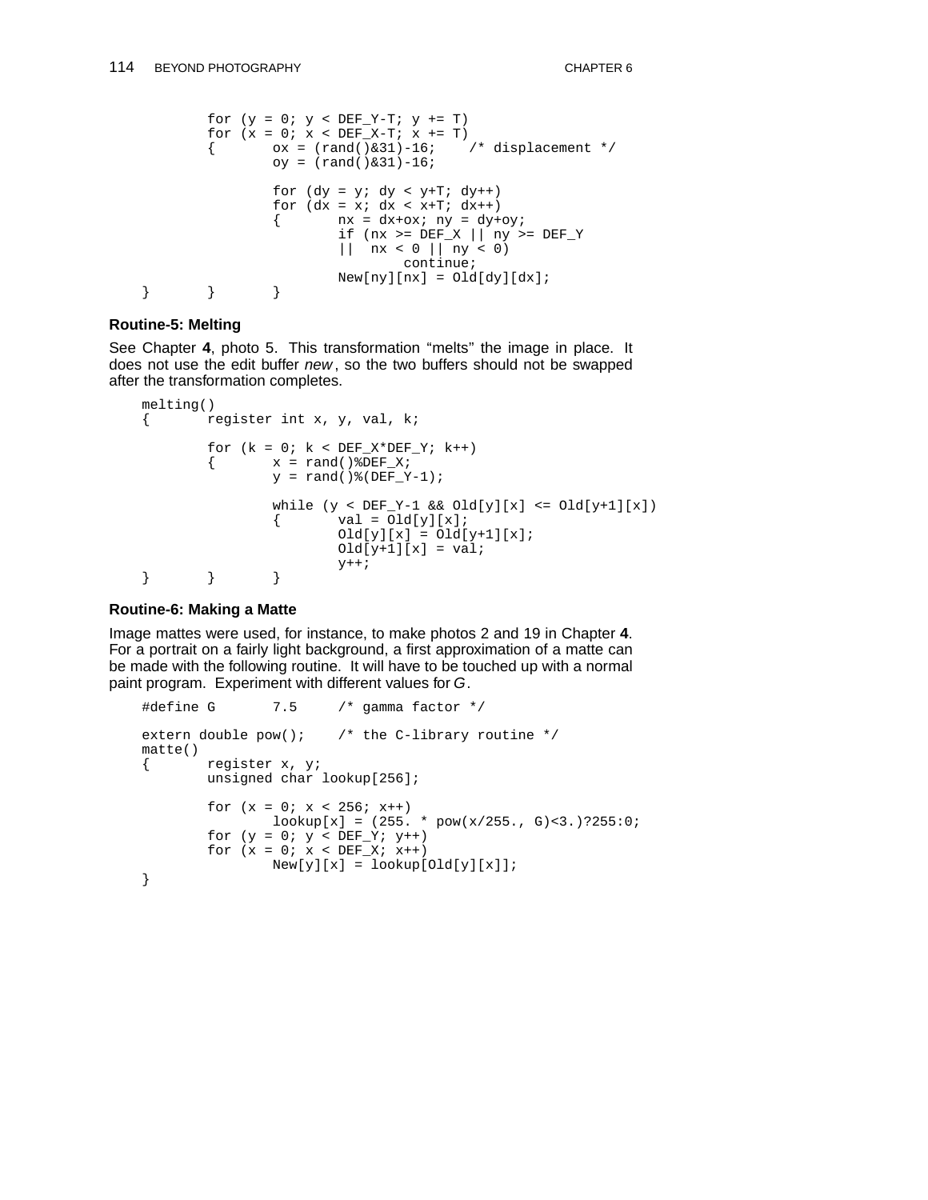```
        for (y = 0; y < DEF_Y-T; y += T)
        for (x = 0; x < DEF_X-T; x += T)
        {       ox = (rand()&31)-16;    /* displacement */
                oy = (rand()&31)-16;

                for (dy = y; dy < y+T; dy++)
                for (dx = x; dx < x+T; dx++)
                {       nx = dx+ox; ny = dy+oy;
                        if (nx >= DEF_X || ny >= DEF_Y
                        ||  nx < 0 || ny < 0)
                                continue;
                        New[ny][nx] = Old[dy][dx];
}       }       }
```

**Routine-5: Melting**

See Chapter **4**, photo 5. This transformation "melts" the image in place. It does not use the edit buffer *new*, so the two buffers should not be swapped after the transformation completes.

```
melting()
{       register int x, y, val, k;

        for (k = 0; k < DEF_X*DEF_Y; k++)
        {       x = rand()%DEF_X;
                y = rand()%(DEF_Y-1);

                while (y < DEF_Y-1 && Old[y][x] <= Old[y+1][x])
                {       val = Old[y][x];
                        Old[y][x] = Old[y+1][x];
                        Old[y+1][x] = val;
                        y++;
}       }       }
```

**Routine-6: Making a Matte**

Image mattes were used, for instance, to make photos 2 and 19 in Chapter **4**. For a portrait on a fairly light background, a first approximation of a matte can be made with the following routine. It will have to be touched up with a normal paint program. Experiment with different values for *G*.

```
#define G       7.5     /* gamma factor */

extern double pow();    /* the C-library routine */
matte()
{       register x, y;
        unsigned char lookup[256];

        for (x = 0; x < 256; x++)
                lookup[x] = (255. * pow(x/255., G)<3.)?255:0;
        for (y = 0; y < DEF_Y; y++)
        for (x = 0; x < DEF_X; x++)
                New[y][x] = lookup[Old[y][x]];
}
```